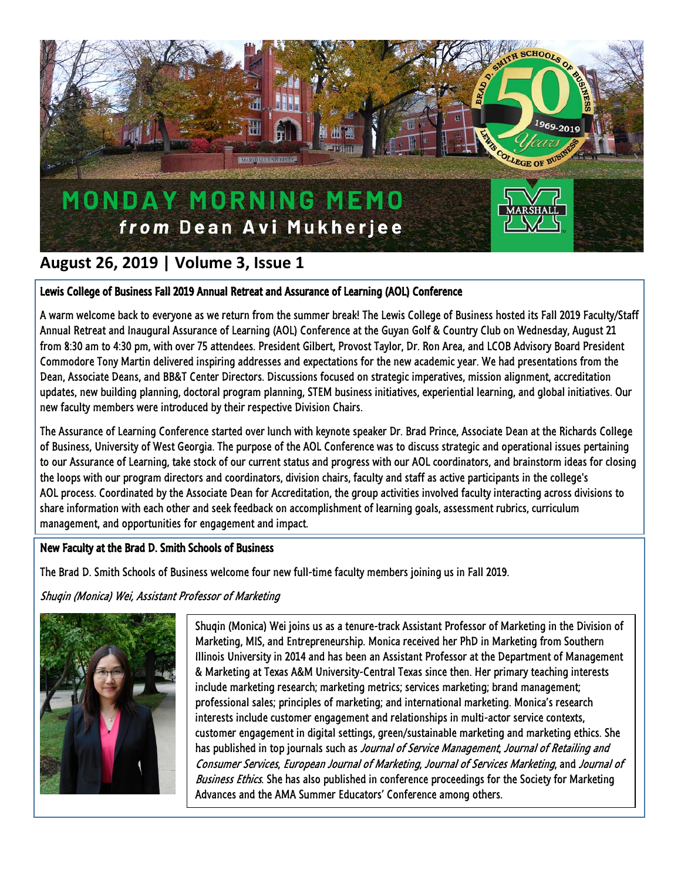# MONDAY MORNING MEMO
## *from* Dean Avi Mukherjee

**August 26, 2019 | Volume 3, Issue 1**

### Lewis College of Business Fall 2019 Annual Retreat and Assurance of Learning (AOL) Conference

A warm welcome back to everyone as we return from the summer break! The Lewis College of Business hosted its Fall 2019 Faculty/Staff Annual Retreat and Inaugural Assurance of Learning (AOL) Conference at the Guyan Golf & Country Club on Wednesday, August 21 from 8:30 am to 4:30 pm, with over 75 attendees. President Gilbert, Provost Taylor, Dr. Ron Area, and LCOB Advisory Board President Commodore Tony Martin delivered inspiring addresses and expectations for the new academic year. We had presentations from the Dean, Associate Deans, and BB&T Center Directors. Discussions focused on strategic imperatives, mission alignment, accreditation updates, new building planning, doctoral program planning, STEM business initiatives, experiential learning, and global initiatives. Our new faculty members were introduced by their respective Division Chairs.

The Assurance of Learning Conference started over lunch with keynote speaker Dr. Brad Prince, Associate Dean at the Richards College of Business, University of West Georgia. The purpose of the AOL Conference was to discuss strategic and operational issues pertaining to our Assurance of Learning, take stock of our current status and progress with our AOL coordinators, and brainstorm ideas for closing the loops with our program directors and coordinators, division chairs, faculty and staff as active participants in the college's AOL process. Coordinated by the Associate Dean for Accreditation, the group activities involved faculty interacting across divisions to share information with each other and seek feedback on accomplishment of learning goals, assessment rubrics, curriculum management, and opportunities for engagement and impact.

### New Faculty at the Brad D. Smith Schools of Business

The Brad D. Smith Schools of Business welcome four new full-time faculty members joining us in Fall 2019.

*Shuqin (Monica) Wei, Assistant Professor of Marketing*

Shuqin (Monica) Wei joins us as a tenure-track Assistant Professor of Marketing in the Division of Marketing, MIS, and Entrepreneurship. Monica received her PhD in Marketing from Southern Illinois University in 2014 and has been an Assistant Professor at the Department of Management & Marketing at Texas A&M University-Central Texas since then. Her primary teaching interests include marketing research; marketing metrics; services marketing; brand management; professional sales; principles of marketing; and international marketing. Monica's research interests include customer engagement and relationships in multi-actor service contexts, customer engagement in digital settings, green/sustainable marketing and marketing ethics. She has published in top journals such as *Journal of Service Management*, *Journal of Retailing and Consumer Services*, *European Journal of Marketing*, *Journal of Services Marketing*, and *Journal of Business Ethics*. She has also published in conference proceedings for the Society for Marketing Advances and the AMA Summer Educators' Conference among others.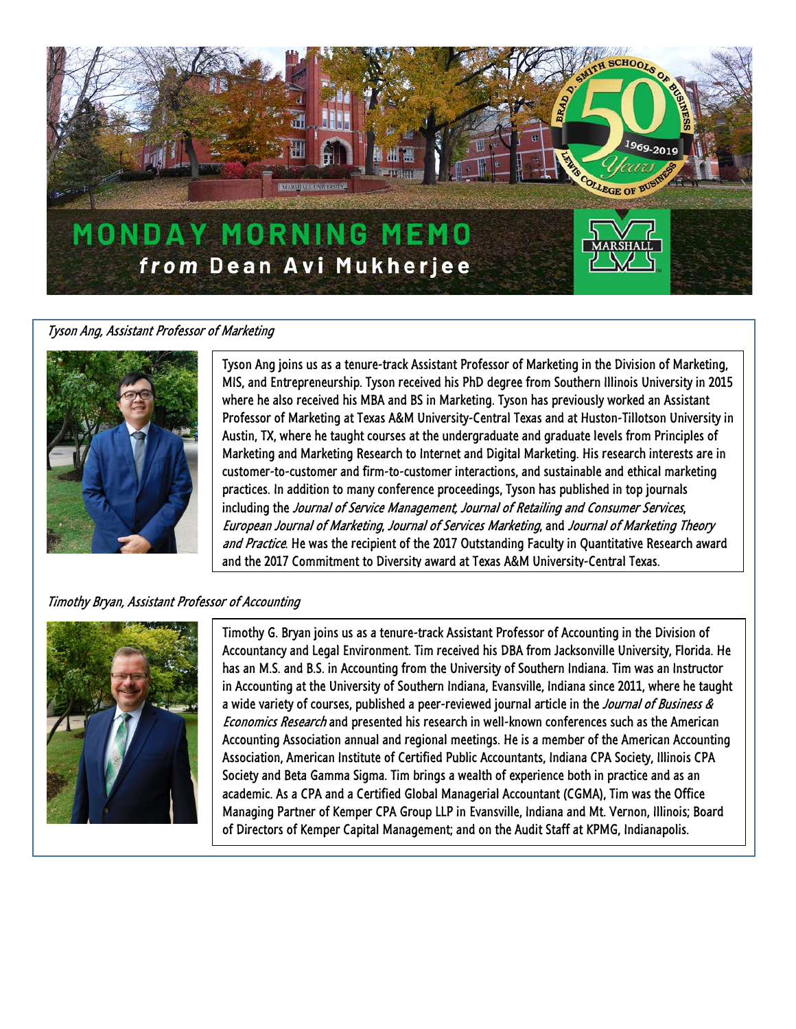# MONDAY MORNING MEMO

## *from* Dean Avi Mukherjee

*Tyson Ang, Assistant Professor of Marketing*

Tyson Ang joins us as a tenure-track Assistant Professor of Marketing in the Division of Marketing, MIS, and Entrepreneurship. Tyson received his PhD degree from Southern Illinois University in 2015 where he also received his MBA and BS in Marketing. Tyson has previously worked an Assistant Professor of Marketing at Texas A&M University-Central Texas and at Huston-Tillotson University in Austin, TX, where he taught courses at the undergraduate and graduate levels from Principles of Marketing and Marketing Research to Internet and Digital Marketing. His research interests are in customer-to-customer and firm-to-customer interactions, and sustainable and ethical marketing practices. In addition to many conference proceedings, Tyson has published in top journals including the *Journal of Service Management*, *Journal of Retailing and Consumer Services*, *European Journal of Marketing*, *Journal of Services Marketing*, and *Journal of Marketing Theory and Practice*. He was the recipient of the 2017 Outstanding Faculty in Quantitative Research award and the 2017 Commitment to Diversity award at Texas A&M University-Central Texas.

*Timothy Bryan, Assistant Professor of Accounting*

Timothy G. Bryan joins us as a tenure-track Assistant Professor of Accounting in the Division of Accountancy and Legal Environment. Tim received his DBA from Jacksonville University, Florida. He has an M.S. and B.S. in Accounting from the University of Southern Indiana. Tim was an Instructor in Accounting at the University of Southern Indiana, Evansville, Indiana since 2011, where he taught a wide variety of courses, published a peer-reviewed journal article in the *Journal of Business & Economics Research* and presented his research in well-known conferences such as the American Accounting Association annual and regional meetings. He is a member of the American Accounting Association, American Institute of Certified Public Accountants, Indiana CPA Society, Illinois CPA Society and Beta Gamma Sigma. Tim brings a wealth of experience both in practice and as an academic. As a CPA and a Certified Global Managerial Accountant (CGMA), Tim was the Office Managing Partner of Kemper CPA Group LLP in Evansville, Indiana and Mt. Vernon, Illinois; Board of Directors of Kemper Capital Management; and on the Audit Staff at KPMG, Indianapolis.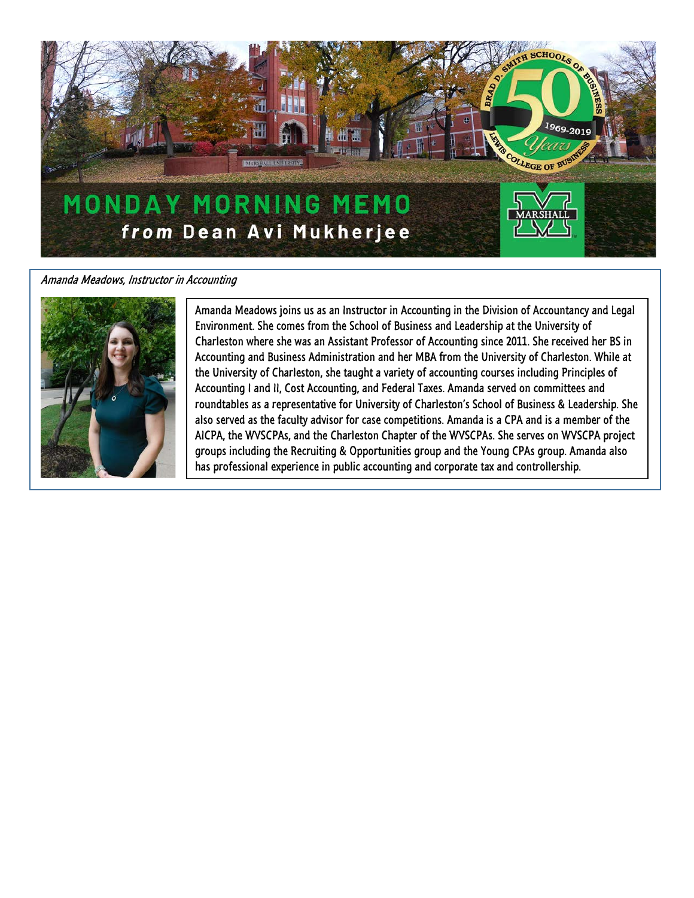*Amanda Meadows, Instructor in Accounting*

Amanda Meadows joins us as an Instructor in Accounting in the Division of Accountancy and Legal Environment. She comes from the School of Business and Leadership at the University of Charleston where she was an Assistant Professor of Accounting since 2011. She received her BS in Accounting and Business Administration and her MBA from the University of Charleston. While at the University of Charleston, she taught a variety of accounting courses including Principles of Accounting I and II, Cost Accounting, and Federal Taxes. Amanda served on committees and roundtables as a representative for University of Charleston's School of Business & Leadership. She also served as the faculty advisor for case competitions. Amanda is a CPA and is a member of the AICPA, the WVSCPAs, and the Charleston Chapter of the WVSCPAs. She serves on WVSCPA project groups including the Recruiting & Opportunities group and the Young CPAs group. Amanda also has professional experience in public accounting and corporate tax and controllership.